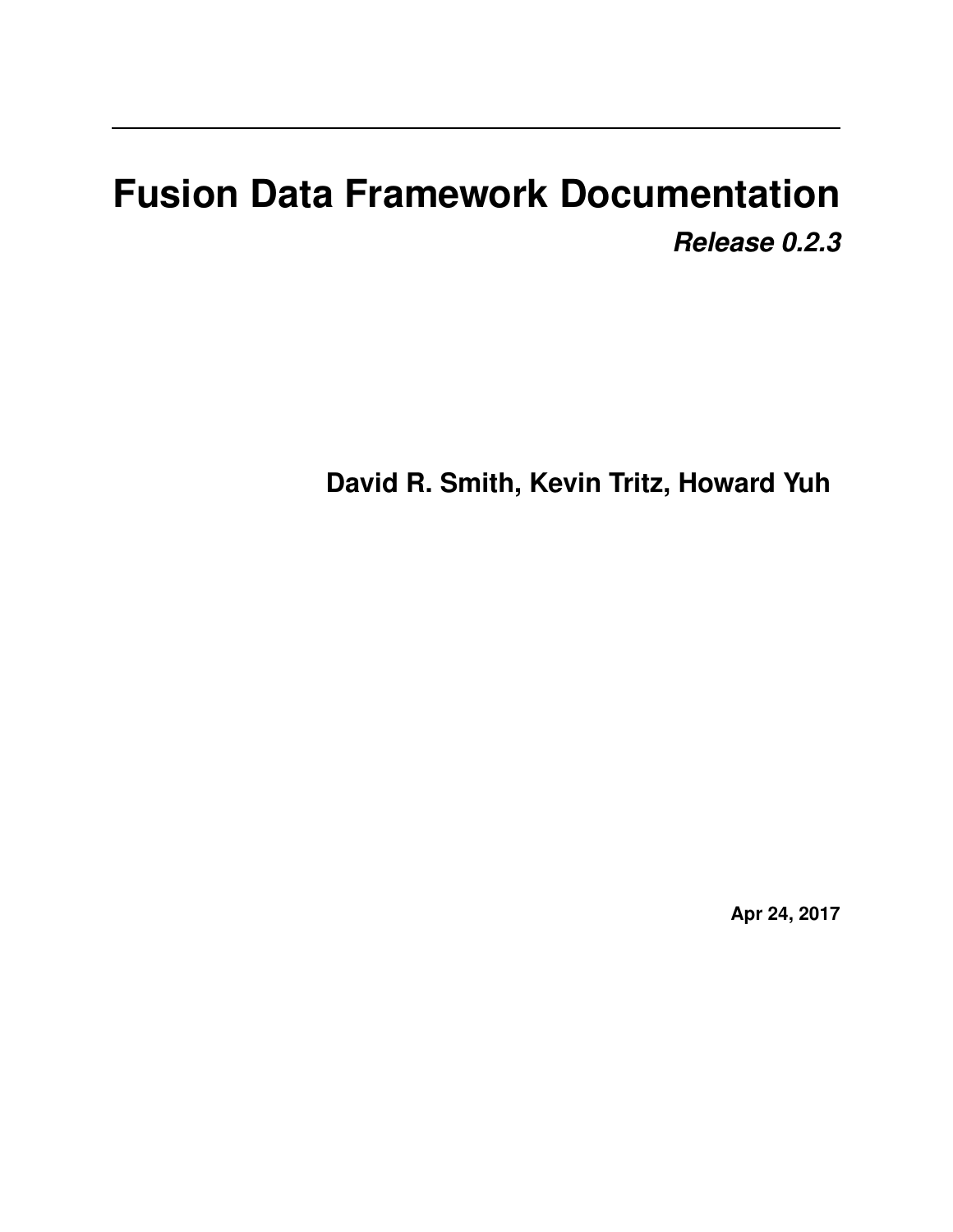# Fusion Data Framework Documentation

***Release 0.2.3***

**David R. Smith, Kevin Tritz, Howard Yuh**

**Apr 24, 2017**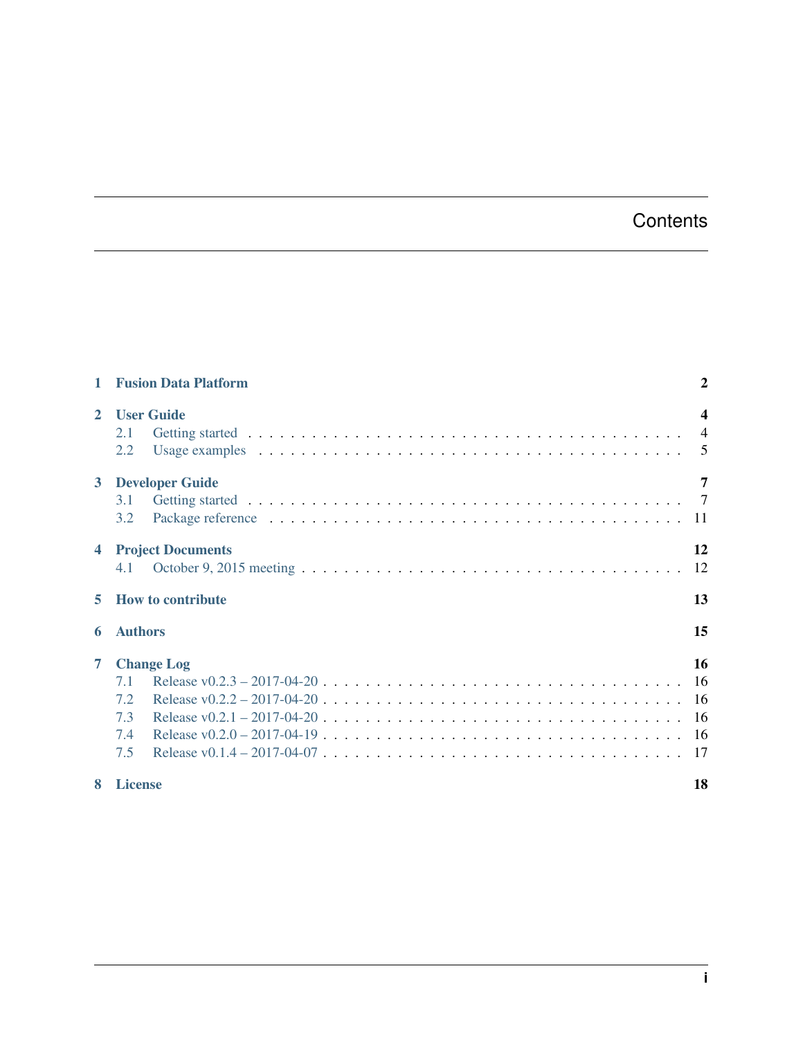# Contents

| | | |
|---|---|---|
| **1** | **Fusion Data Platform** | **2** |
| **2** | **User Guide** | **4** |
| 2.1 | Getting started | 4 |
| 2.2 | Usage examples | 5 |
| **3** | **Developer Guide** | **7** |
| 3.1 | Getting started | 7 |
| 3.2 | Package reference | 11 |
| **4** | **Project Documents** | **12** |
| 4.1 | October 9, 2015 meeting | 12 |
| **5** | **How to contribute** | **13** |
| **6** | **Authors** | **15** |
| **7** | **Change Log** | **16** |
| 7.1 | Release v0.2.3 – 2017-04-20 | 16 |
| 7.2 | Release v0.2.2 – 2017-04-20 | 16 |
| 7.3 | Release v0.2.1 – 2017-04-20 | 16 |
| 7.4 | Release v0.2.0 – 2017-04-19 | 16 |
| 7.5 | Release v0.1.4 – 2017-04-07 | 17 |
| **8** | **License** | **18** |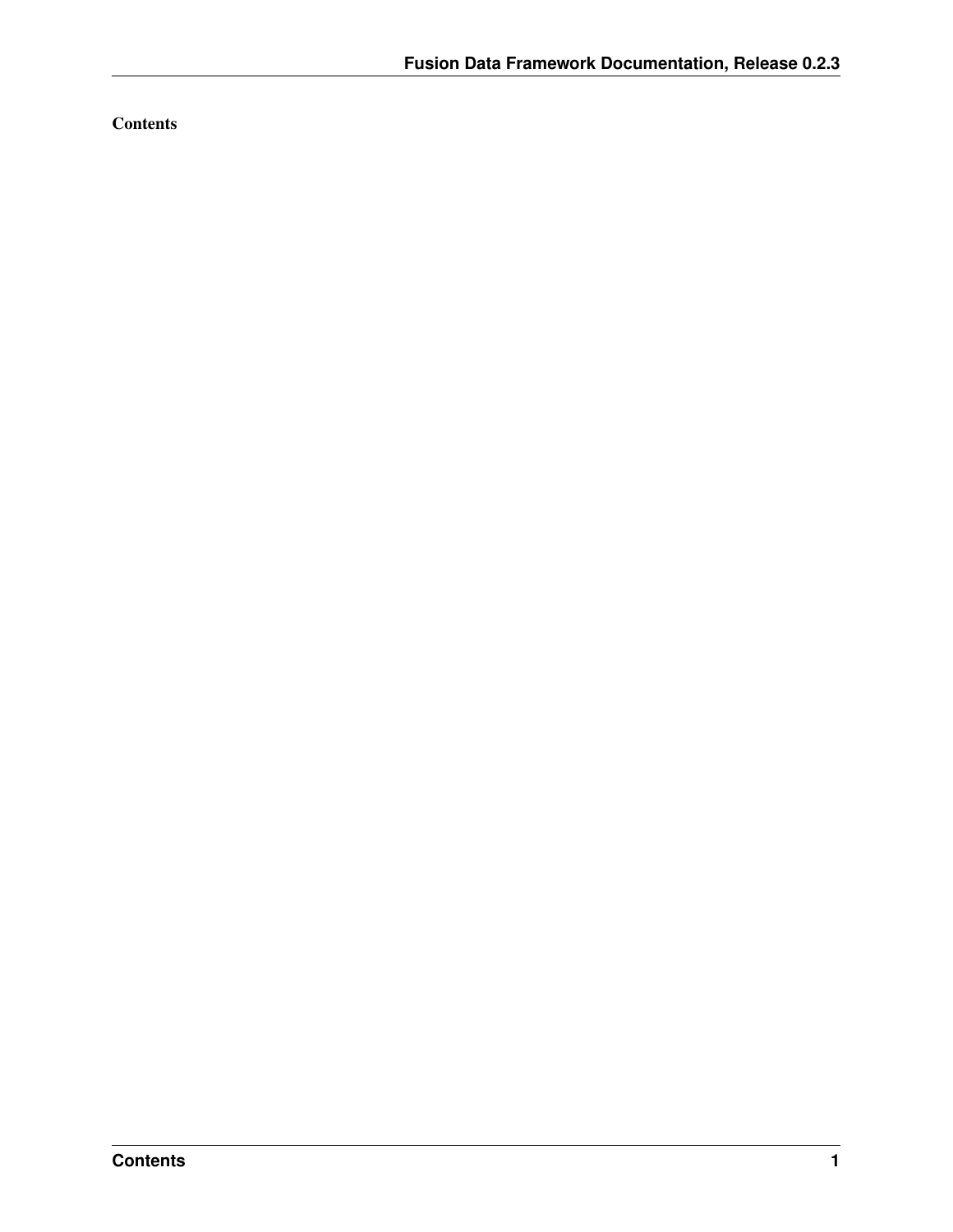**Contents**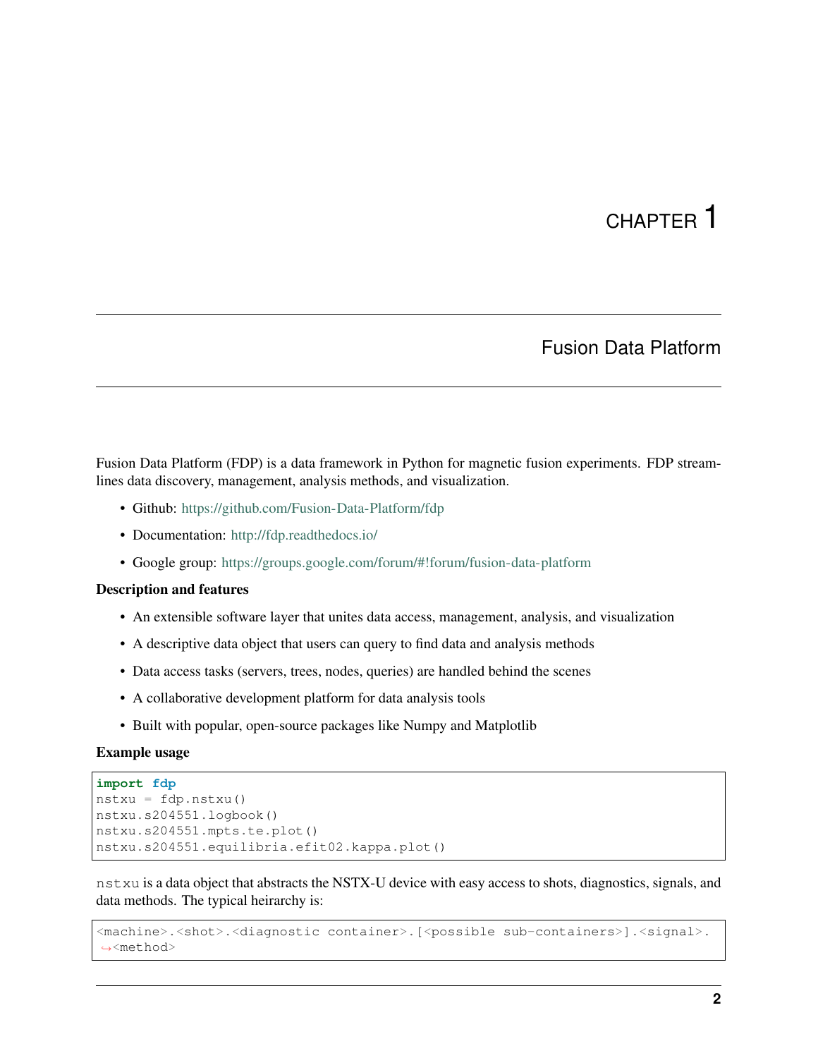# CHAPTER 1

## Fusion Data Platform

Fusion Data Platform (FDP) is a data framework in Python for magnetic fusion experiments. FDP streamlines data discovery, management, analysis methods, and visualization.

- Github: https://github.com/Fusion-Data-Platform/fdp
- Documentation: http://fdp.readthedocs.io/
- Google group: https://groups.google.com/forum/#!forum/fusion-data-platform

**Description and features**

- An extensible software layer that unites data access, management, analysis, and visualization
- A descriptive data object that users can query to find data and analysis methods
- Data access tasks (servers, trees, nodes, queries) are handled behind the scenes
- A collaborative development platform for data analysis tools
- Built with popular, open-source packages like Numpy and Matplotlib

**Example usage**

```
import fdp
nstxu = fdp.nstxu()
nstxu.s204551.logbook()
nstxu.s204551.mpts.te.plot()
nstxu.s204551.equilibria.efit02.kappa.plot()
```

`nstxu` is a data object that abstracts the NSTX-U device with easy access to shots, diagnostics, signals, and data methods. The typical heirarchy is:

```
<machine>.<shot>.<diagnostic container>.[<possible sub-containers>].<signal>.<method>
```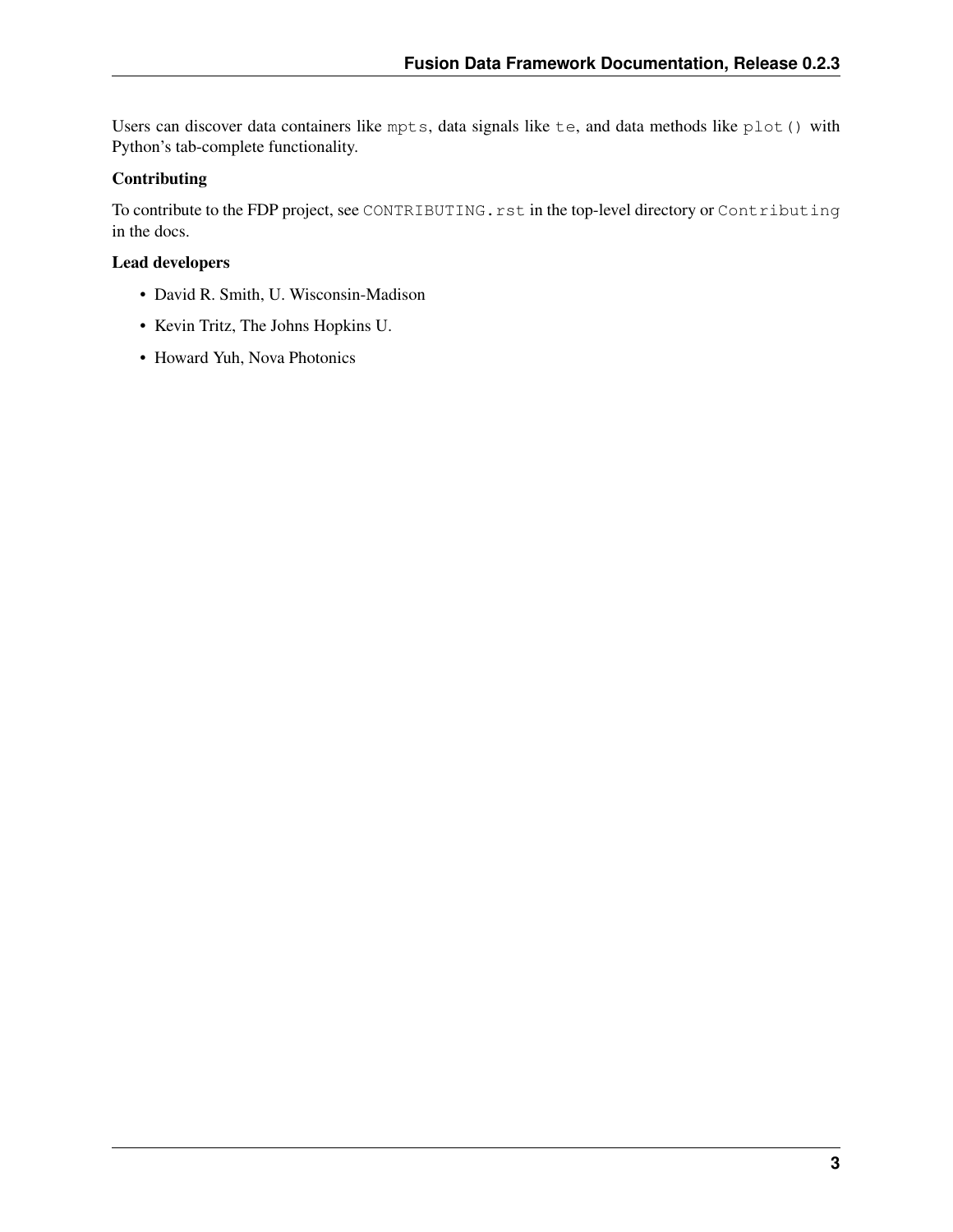Users can discover data containers like `mpts`, data signals like `te`, and data methods like `plot()` with Python's tab-complete functionality.

**Contributing**

To contribute to the FDP project, see `CONTRIBUTING.rst` in the top-level directory or `Contributing` in the docs.

**Lead developers**

- David R. Smith, U. Wisconsin-Madison
- Kevin Tritz, The Johns Hopkins U.
- Howard Yuh, Nova Photonics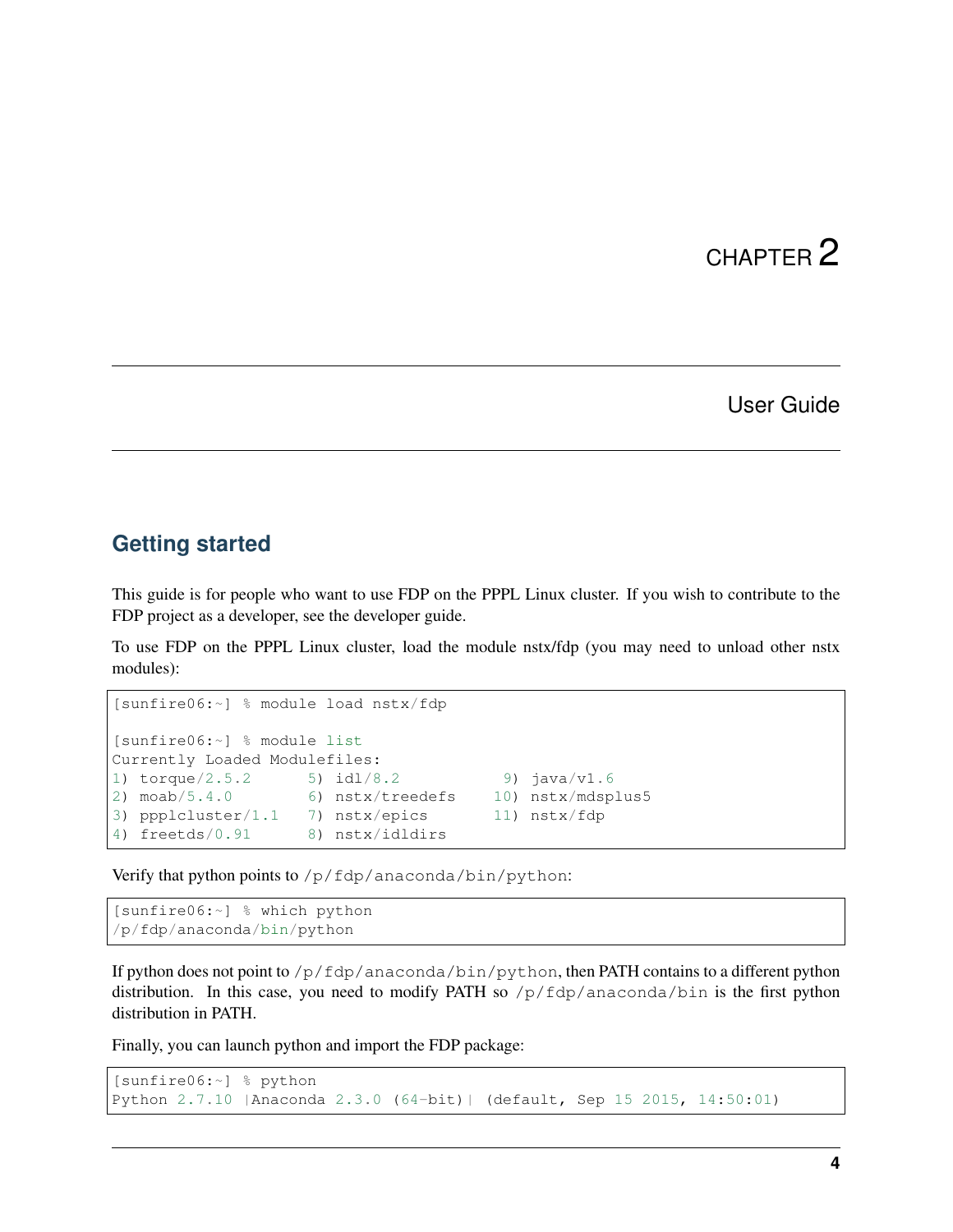# CHAPTER 2

## User Guide

### Getting started

This guide is for people who want to use FDP on the PPPL Linux cluster. If you wish to contribute to the FDP project as a developer, see the developer guide.

To use FDP on the PPPL Linux cluster, load the module nstx/fdp (you may need to unload other nstx modules):

```
[sunfire06:~] % module load nstx/fdp

[sunfire06:~] % module list
Currently Loaded Modulefiles:
1) torque/2.5.2      5) idl/8.2          9) java/v1.6
2) moab/5.4.0        6) nstx/treedefs   10) nstx/mdsplus5
3) ppplcluster/1.1   7) nstx/epics      11) nstx/fdp
4) freetds/0.91      8) nstx/idldirs
```

Verify that python points to `/p/fdp/anaconda/bin/python`:

```
[sunfire06:~] % which python
/p/fdp/anaconda/bin/python
```

If python does not point to `/p/fdp/anaconda/bin/python`, then PATH contains to a different python distribution. In this case, you need to modify PATH so `/p/fdp/anaconda/bin` is the first python distribution in PATH.

Finally, you can launch python and import the FDP package:

```
[sunfire06:~] % python
Python 2.7.10 |Anaconda 2.3.0 (64-bit)| (default, Sep 15 2015, 14:50:01)
```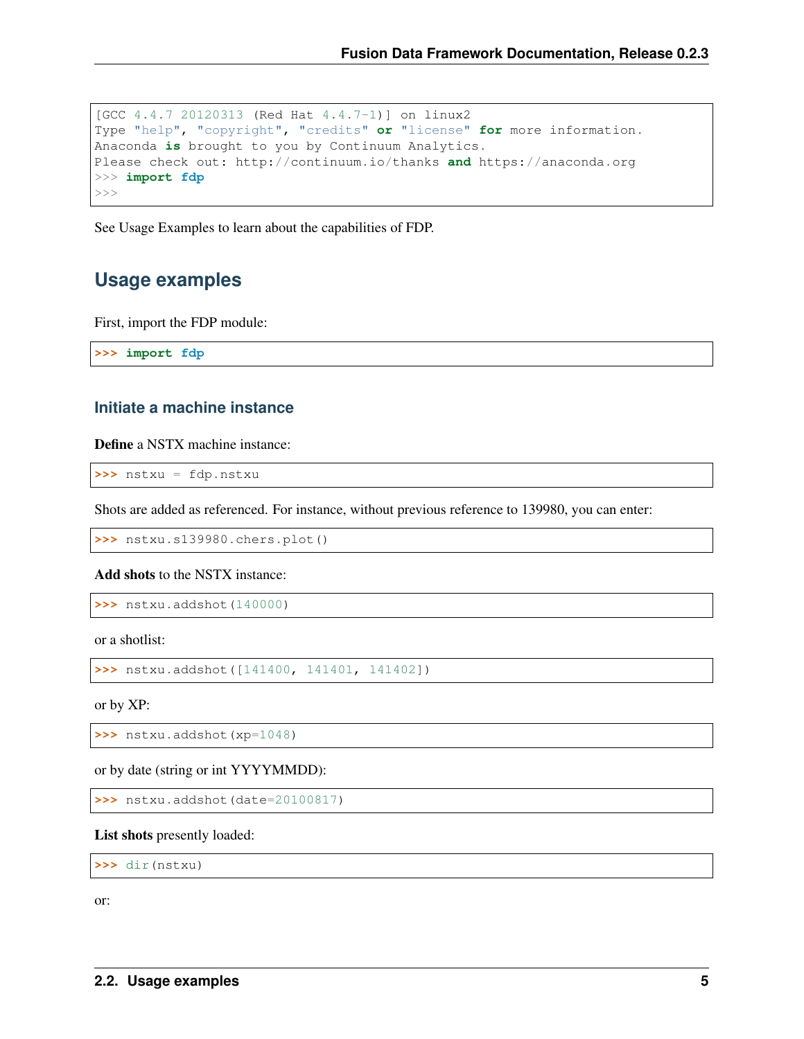```
[GCC 4.4.7 20120313 (Red Hat 4.4.7-1)] on linux2
Type "help", "copyright", "credits" or "license" for more information.
Anaconda is brought to you by Continuum Analytics.
Please check out: http://continuum.io/thanks and https://anaconda.org
>>> import fdp
>>>
```

See Usage Examples to learn about the capabilities of FDP.

## Usage examples

First, import the FDP module:

```
>>> import fdp
```

### Initiate a machine instance

**Define** a NSTX machine instance:

```
>>> nstxu = fdp.nstxu
```

Shots are added as referenced. For instance, without previous reference to 139980, you can enter:

```
>>> nstxu.s139980.chers.plot()
```

**Add shots** to the NSTX instance:

```
>>> nstxu.addshot(140000)
```

or a shotlist:

```
>>> nstxu.addshot([141400, 141401, 141402])
```

or by XP:

```
>>> nstxu.addshot(xp=1048)
```

or by date (string or int YYYYMMDD):

```
>>> nstxu.addshot(date=20100817)
```

**List shots** presently loaded:

```
>>> dir(nstxu)
```

or: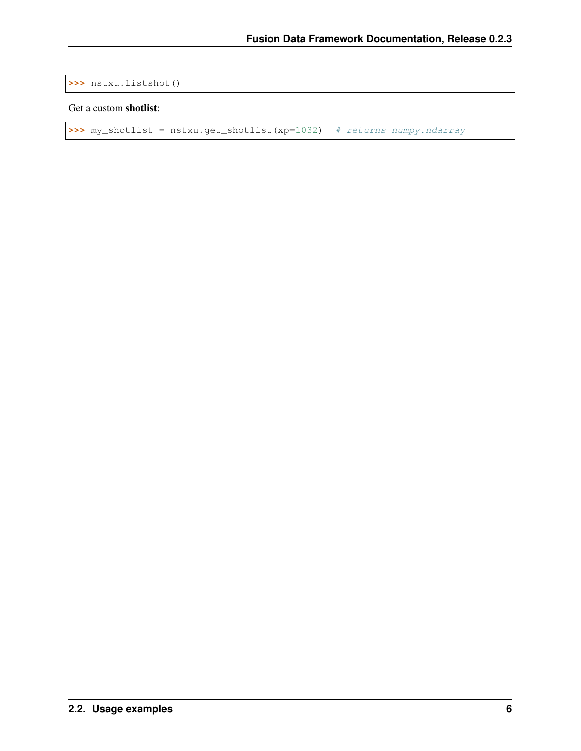```
>>> nstxu.listshot()
```

Get a custom **shotlist**:

```
>>> my_shotlist = nstxu.get_shotlist(xp=1032)  # returns numpy.ndarray
```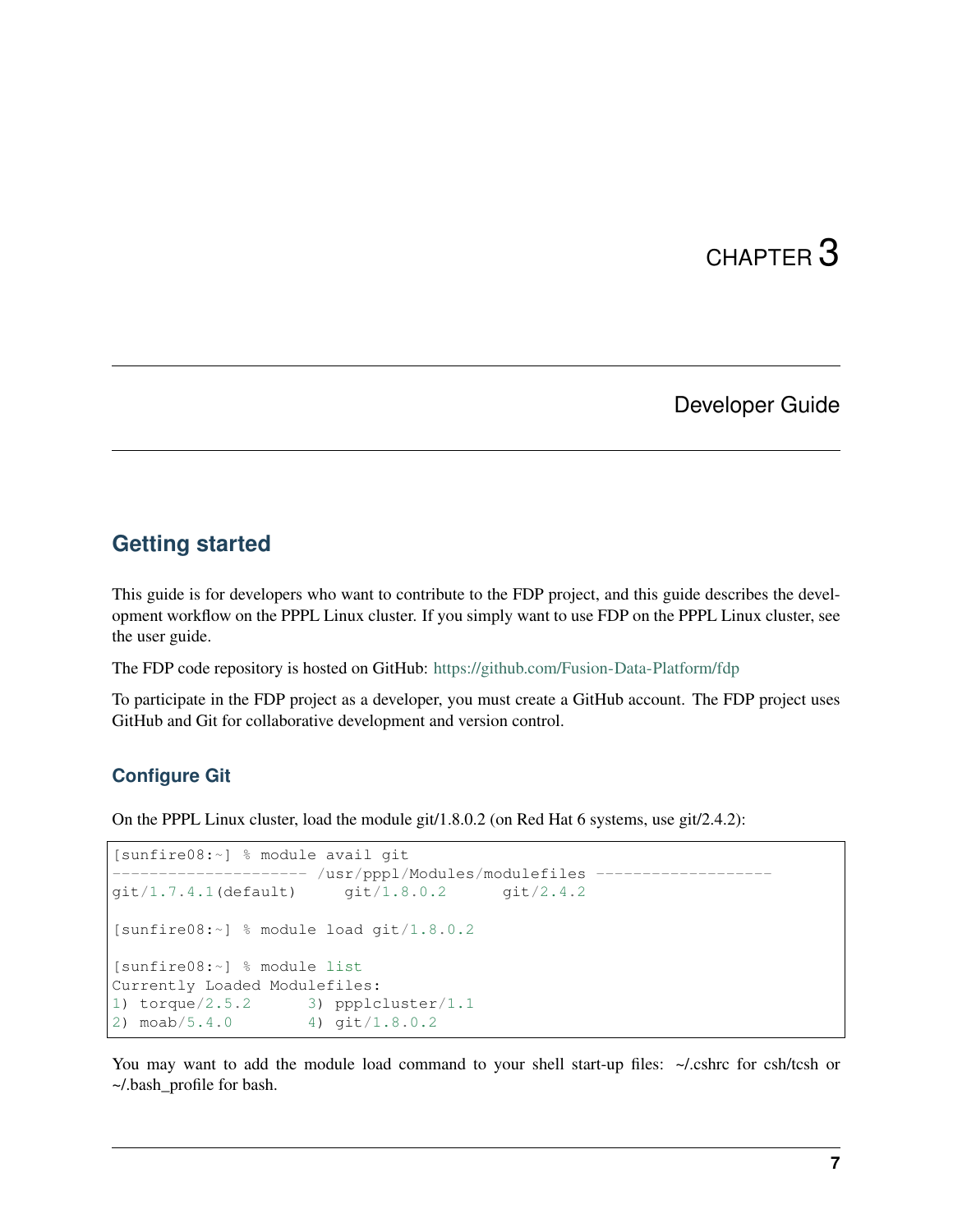# CHAPTER 3

# Developer Guide

## Getting started

This guide is for developers who want to contribute to the FDP project, and this guide describes the development workflow on the PPPL Linux cluster. If you simply want to use FDP on the PPPL Linux cluster, see the user guide.

The FDP code repository is hosted on GitHub: https://github.com/Fusion-Data-Platform/fdp

To participate in the FDP project as a developer, you must create a GitHub account. The FDP project uses GitHub and Git for collaborative development and version control.

### Configure Git

On the PPPL Linux cluster, load the module git/1.8.0.2 (on Red Hat 6 systems, use git/2.4.2):

```
[sunfire08:~] % module avail git
--------------------- /usr/pppl/Modules/modulefiles -------------------
git/1.7.4.1(default)     git/1.8.0.2      git/2.4.2

[sunfire08:~] % module load git/1.8.0.2

[sunfire08:~] % module list
Currently Loaded Modulefiles:
1) torque/2.5.2      3) pppIcluster/1.1
2) moab/5.4.0        4) git/1.8.0.2
```

You may want to add the module load command to your shell start-up files: ~/.cshrc for csh/tcsh or ~/.bash_profile for bash.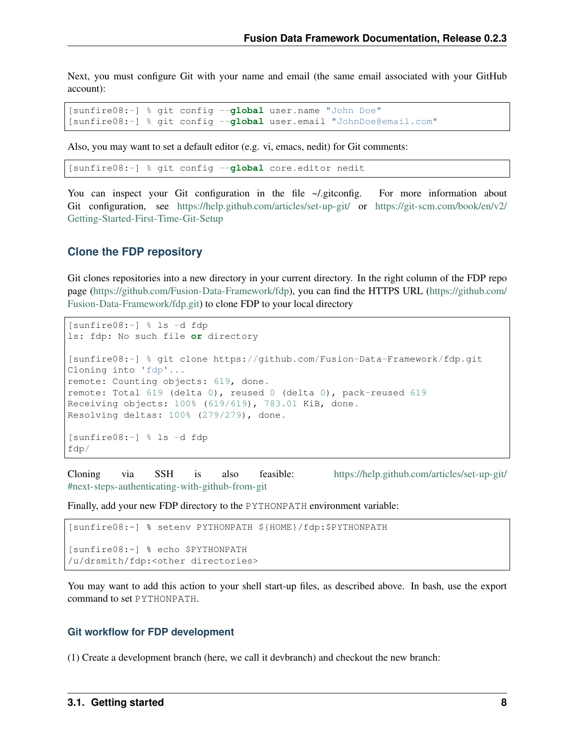Next, you must configure Git with your name and email (the same email associated with your GitHub account):

```
[sunfire08:~] % git config --global user.name "John Doe"
[sunfire08:~] % git config --global user.email "JohnDoe@email.com"
```

Also, you may want to set a default editor (e.g. vi, emacs, nedit) for Git comments:

```
[sunfire08:~] % git config --global core.editor nedit
```

You can inspect your Git configuration in the file ~/.gitconfig. For more information about Git configuration, see https://help.github.com/articles/set-up-git/ or https://git-scm.com/book/en/v2/Getting-Started-First-Time-Git-Setup

### Clone the FDP repository

Git clones repositories into a new directory in your current directory. In the right column of the FDP repo page (https://github.com/Fusion-Data-Framework/fdp), you can find the HTTPS URL (https://github.com/Fusion-Data-Framework/fdp.git) to clone FDP to your local directory

```
[sunfire08:~] % ls -d fdp
ls: fdp: No such file or directory

[sunfire08:~] % git clone https://github.com/Fusion-Data-Framework/fdp.git
Cloning into 'fdp'...
remote: Counting objects: 619, done.
remote: Total 619 (delta 0), reused 0 (delta 0), pack-reused 619
Receiving objects: 100% (619/619), 783.01 KiB, done.
Resolving deltas: 100% (279/279), done.

[sunfire08:~] % ls -d fdp
fdp/
```

Cloning via SSH is also feasible: https://help.github.com/articles/set-up-git/#next-steps-authenticating-with-github-from-git

Finally, add your new FDP directory to the PYTHONPATH environment variable:

```
[sunfire08:~] % setenv PYTHONPATH ${HOME}/fdp:$PYTHONPATH

[sunfire08:~] % echo $PYTHONPATH
/u/drsmith/fdp:<other directories>
```

You may want to add this action to your shell start-up files, as described above. In bash, use the export command to set PYTHONPATH.

#### Git workflow for FDP development

(1) Create a development branch (here, we call it devbranch) and checkout the new branch: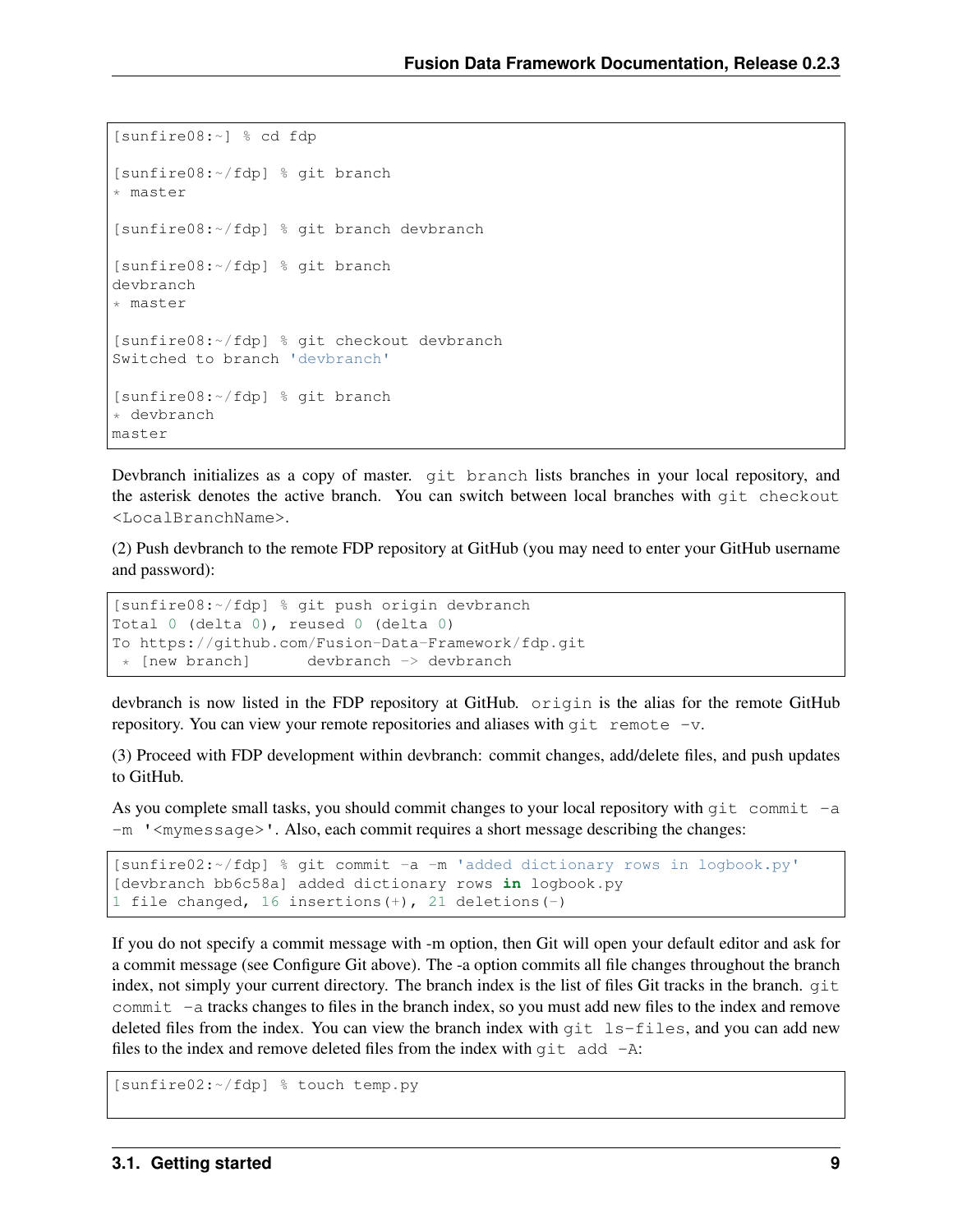```
[sunfire08:~] % cd fdp

[sunfire08:~/fdp] % git branch
* master

[sunfire08:~/fdp] % git branch devbranch

[sunfire08:~/fdp] % git branch
devbranch
* master

[sunfire08:~/fdp] % git checkout devbranch
Switched to branch 'devbranch'

[sunfire08:~/fdp] % git branch
* devbranch
master
```

Devbranch initializes as a copy of master. `git branch` lists branches in your local repository, and the asterisk denotes the active branch. You can switch between local branches with `git checkout <LocalBranchName>`.

(2) Push devbranch to the remote FDP repository at GitHub (you may need to enter your GitHub username and password):

```
[sunfire08:~/fdp] % git push origin devbranch
Total 0 (delta 0), reused 0 (delta 0)
To https://github.com/Fusion-Data-Framework/fdp.git
 * [new branch]      devbranch -> devbranch
```

devbranch is now listed in the FDP repository at GitHub. `origin` is the alias for the remote GitHub repository. You can view your remote repositories and aliases with `git remote -v`.

(3) Proceed with FDP development within devbranch: commit changes, add/delete files, and push updates to GitHub.

As you complete small tasks, you should commit changes to your local repository with `git commit -a -m '<mymessage>'`. Also, each commit requires a short message describing the changes:

```
[sunfire02:~/fdp] % git commit -a -m 'added dictionary rows in logbook.py'
[devbranch bb6c58a] added dictionary rows in logbook.py
1 file changed, 16 insertions(+), 21 deletions(-)
```

If you do not specify a commit message with -m option, then Git will open your default editor and ask for a commit message (see Configure Git above). The -a option commits all file changes throughout the branch index, not simply your current directory. The branch index is the list of files Git tracks in the branch. `git commit -a` tracks changes to files in the branch index, so you must add new files to the index and remove deleted files from the index. You can view the branch index with `git ls-files`, and you can add new files to the index and remove deleted files from the index with `git add -A`:

```
[sunfire02:~/fdp] % touch temp.py
```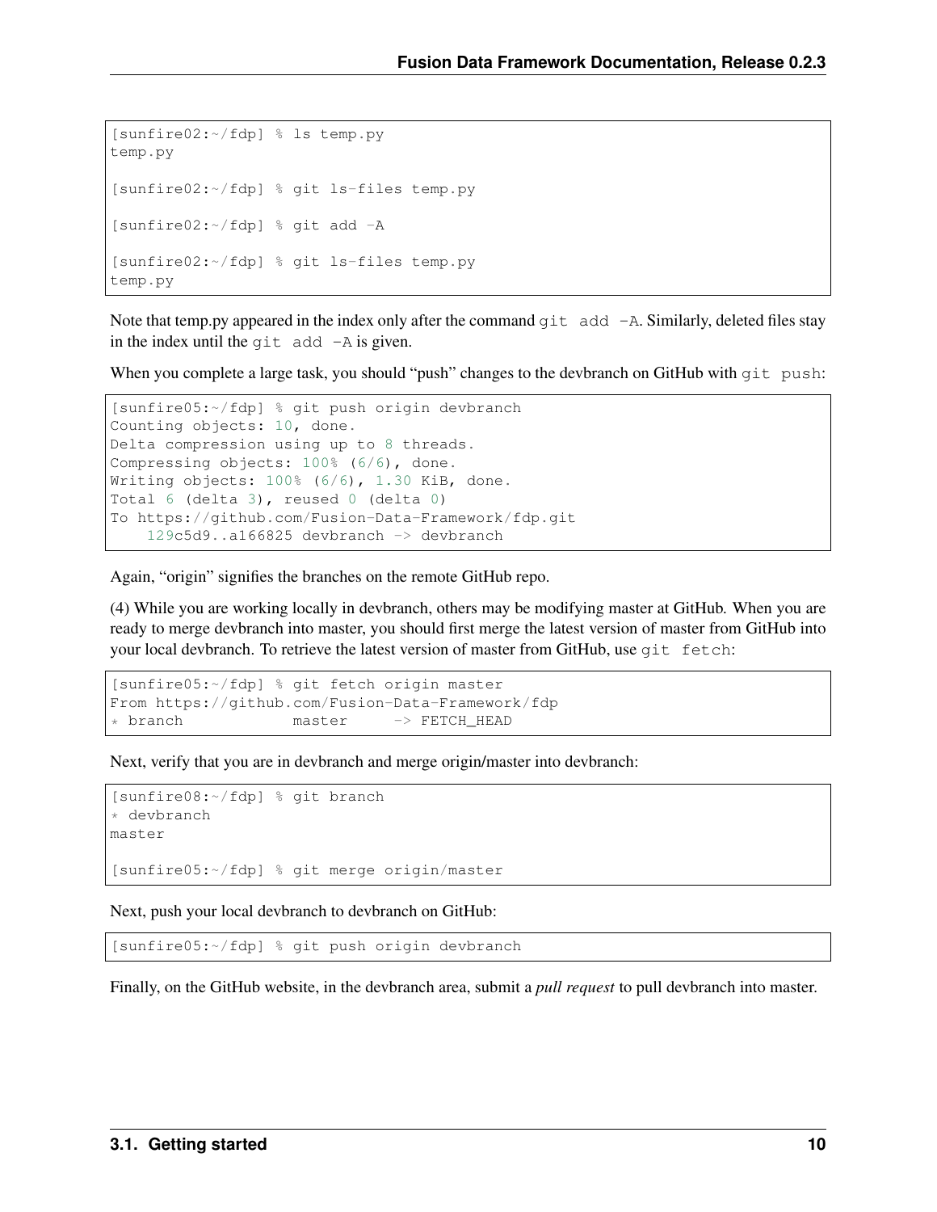```
[sunfire02:~/fdp] % ls temp.py
temp.py

[sunfire02:~/fdp] % git ls-files temp.py

[sunfire02:~/fdp] % git add -A

[sunfire02:~/fdp] % git ls-files temp.py
temp.py
```

Note that temp.py appeared in the index only after the command `git add -A`. Similarly, deleted files stay in the index until the `git add -A` is given.

When you complete a large task, you should "push" changes to the devbranch on GitHub with `git push`:

```
[sunfire05:~/fdp] % git push origin devbranch
Counting objects: 10, done.
Delta compression using up to 8 threads.
Compressing objects: 100% (6/6), done.
Writing objects: 100% (6/6), 1.30 KiB, done.
Total 6 (delta 3), reused 0 (delta 0)
To https://github.com/Fusion-Data-Framework/fdp.git
    129c5d9..a166825 devbranch -> devbranch
```

Again, "origin" signifies the branches on the remote GitHub repo.

(4) While you are working locally in devbranch, others may be modifying master at GitHub. When you are ready to merge devbranch into master, you should first merge the latest version of master from GitHub into your local devbranch. To retrieve the latest version of master from GitHub, use `git fetch`:

```
[sunfire05:~/fdp] % git fetch origin master
From https://github.com/Fusion-Data-Framework/fdp
* branch            master     -> FETCH_HEAD
```

Next, verify that you are in devbranch and merge origin/master into devbranch:

```
[sunfire08:~/fdp] % git branch
* devbranch
master

[sunfire05:~/fdp] % git merge origin/master
```

Next, push your local devbranch to devbranch on GitHub:

```
[sunfire05:~/fdp] % git push origin devbranch
```

Finally, on the GitHub website, in the devbranch area, submit a *pull request* to pull devbranch into master.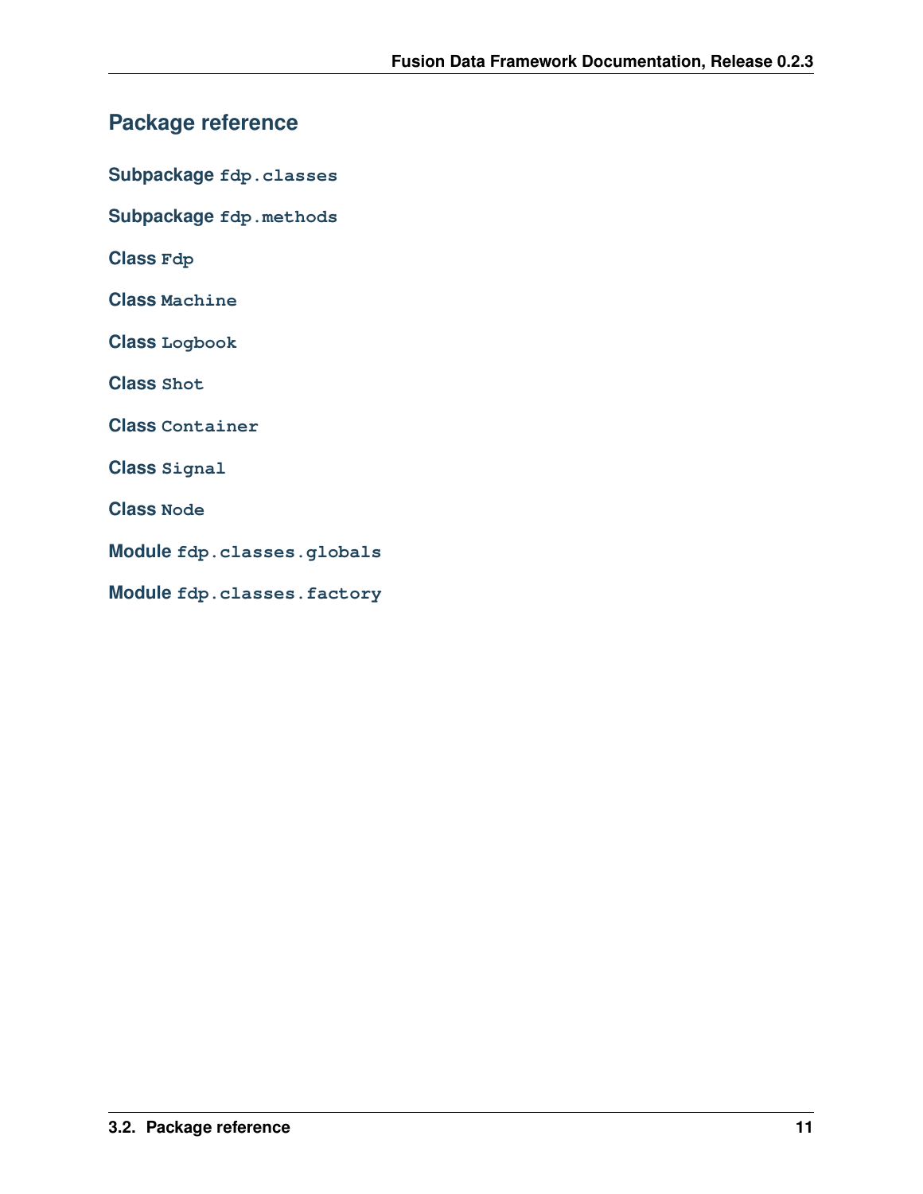## Package reference

### Subpackage `fdp.classes`

### Subpackage `fdp.methods`

### Class `Fdp`

### Class `Machine`

### Class `Logbook`

### Class `Shot`

### Class `Container`

### Class `Signal`

### Class `Node`

### Module `fdp.classes.globals`

### Module `fdp.classes.factory`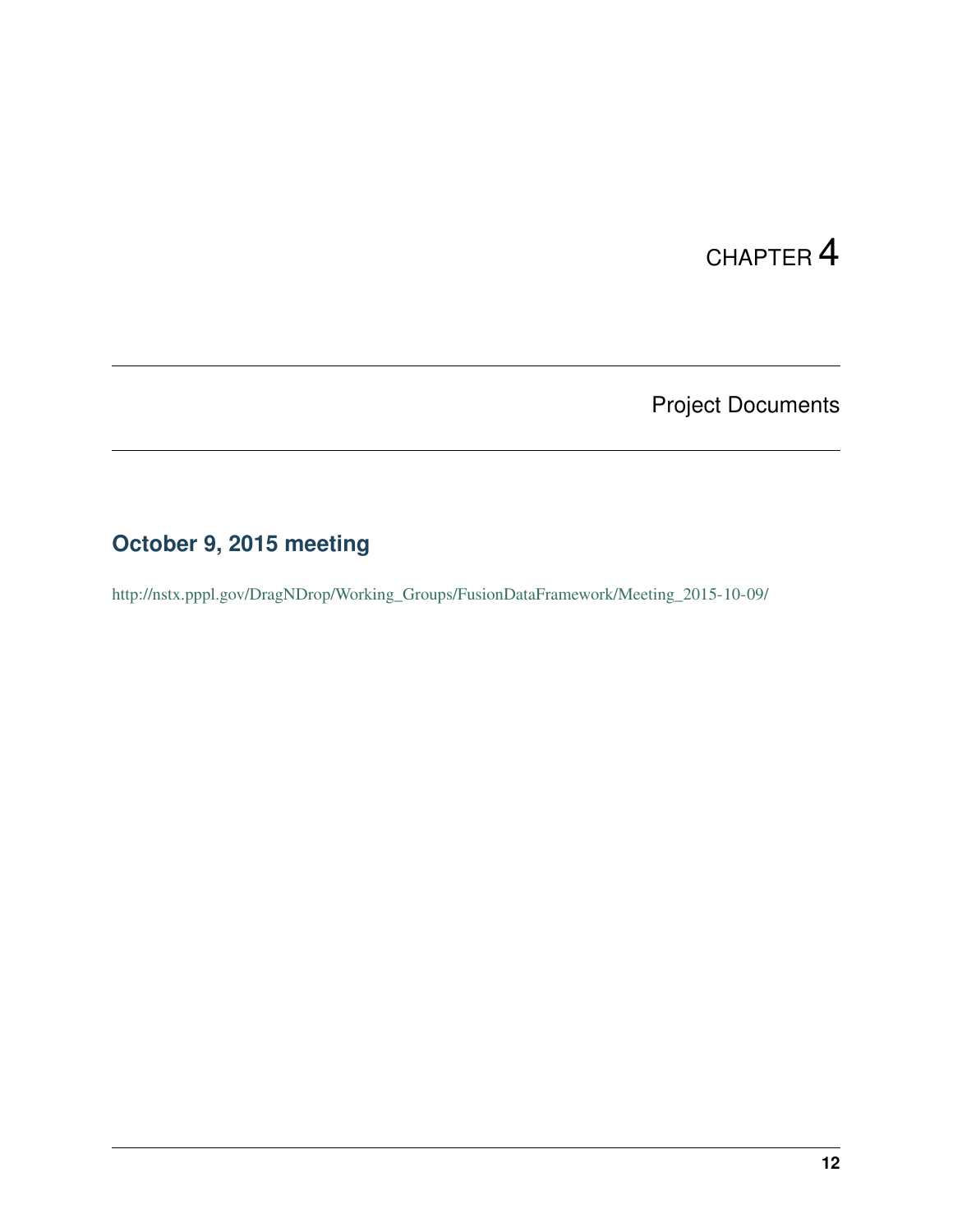# CHAPTER 4

# Project Documents

## October 9, 2015 meeting

http://nstx.pppl.gov/DragNDrop/Working_Groups/FusionDataFramework/Meeting_2015-10-09/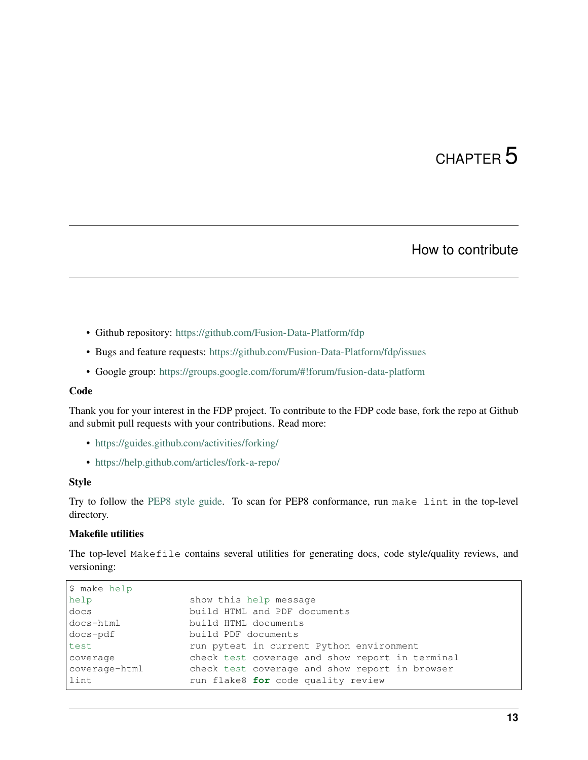# CHAPTER 5

## How to contribute

- Github repository: https://github.com/Fusion-Data-Platform/fdp
- Bugs and feature requests: https://github.com/Fusion-Data-Platform/fdp/issues
- Google group: https://groups.google.com/forum/#!forum/fusion-data-platform

**Code**

Thank you for your interest in the FDP project. To contribute to the FDP code base, fork the repo at Github and submit pull requests with your contributions. Read more:

- https://guides.github.com/activities/forking/
- https://help.github.com/articles/fork-a-repo/

**Style**

Try to follow the PEP8 style guide. To scan for PEP8 conformance, run `make lint` in the top-level directory.

**Makefile utilities**

The top-level `Makefile` contains several utilities for generating docs, code style/quality reviews, and versioning:

```
$ make help
help                 show this help message
docs                 build HTML and PDF documents
docs-html            build HTML documents
docs-pdf             build PDF documents
test                 run pytest in current Python environment
coverage             check test coverage and show report in terminal
coverage-html        check test coverage and show report in browser
lint                 run flake8 for code quality review
```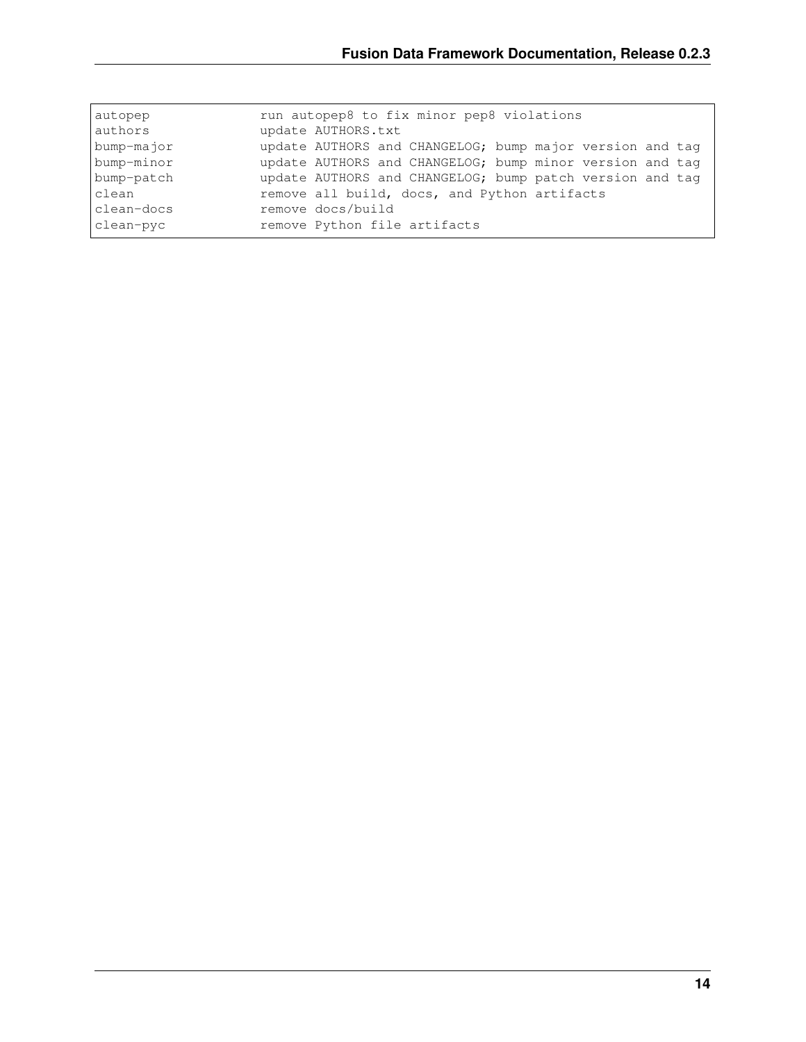```
autopep              run autopep8 to fix minor pep8 violations
authors              update AUTHORS.txt
bump-major           update AUTHORS and CHANGELOG; bump major version and tag
bump-minor           update AUTHORS and CHANGELOG; bump minor version and tag
bump-patch           update AUTHORS and CHANGELOG; bump patch version and tag
clean                remove all build, docs, and Python artifacts
clean-docs           remove docs/build
clean-pyc            remove Python file artifacts
```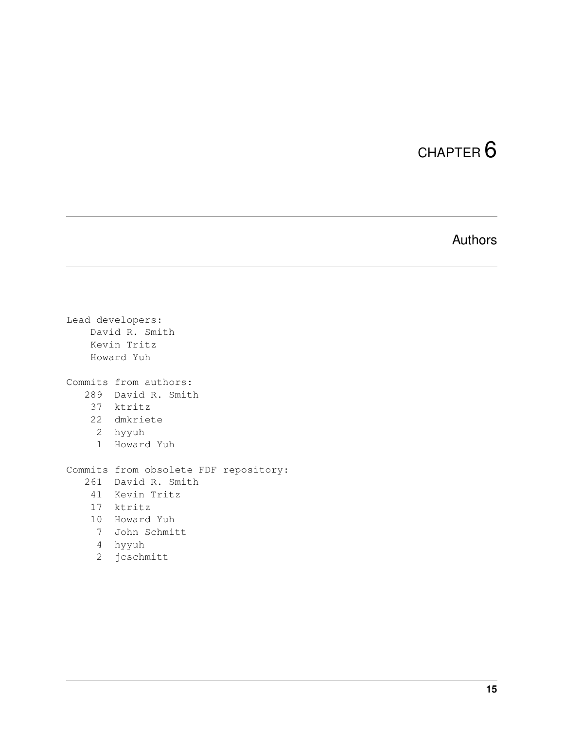# CHAPTER 6

## Authors

```
Lead developers:
    David R. Smith
    Kevin Tritz
    Howard Yuh

Commits from authors:
   289  David R. Smith
    37  ktritz
    22  dmkriete
     2  hyyuh
     1  Howard Yuh

Commits from obsolete FDF repository:
   261  David R. Smith
    41  Kevin Tritz
    17  ktritz
    10  Howard Yuh
     7  John Schmitt
     4  hyyuh
     2  jcschmitt
```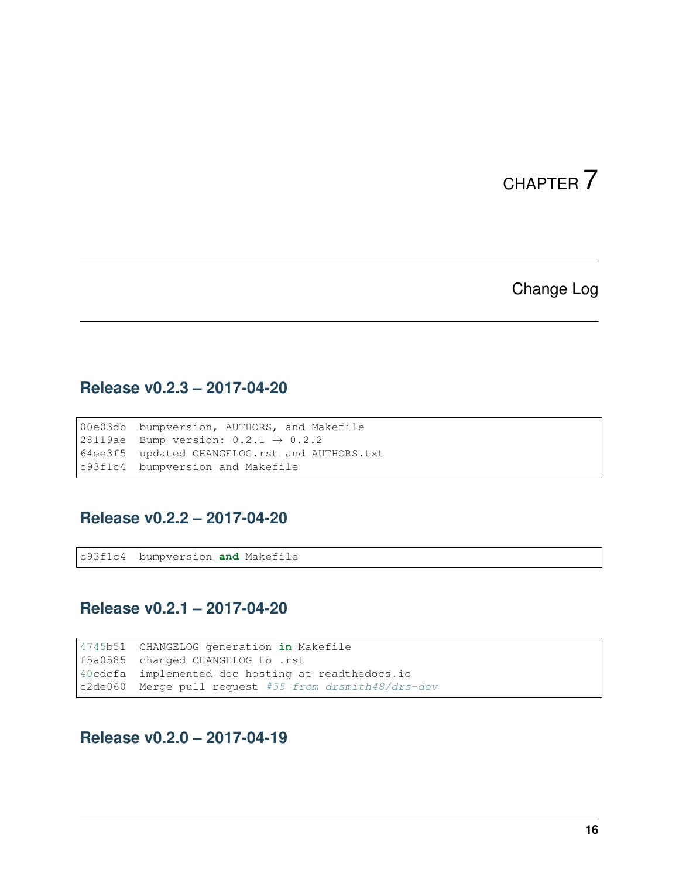# CHAPTER 7

## Change Log

### Release v0.2.3 – 2017-04-20

```
00e03db  bumpversion, AUTHORS, and Makefile
28119ae  Bump version: 0.2.1 → 0.2.2
64ee3f5  updated CHANGELOG.rst and AUTHORS.txt
c93f1c4  bumpversion and Makefile
```

### Release v0.2.2 – 2017-04-20

```
c93f1c4  bumpversion and Makefile
```

### Release v0.2.1 – 2017-04-20

```
4745b51  CHANGELOG generation in Makefile
f5a0585  changed CHANGELOG to .rst
40cdcfa  implemented doc hosting at readthedocs.io
c2de060  Merge pull request #55 from drsmith48/drs-dev
```

### Release v0.2.0 – 2017-04-19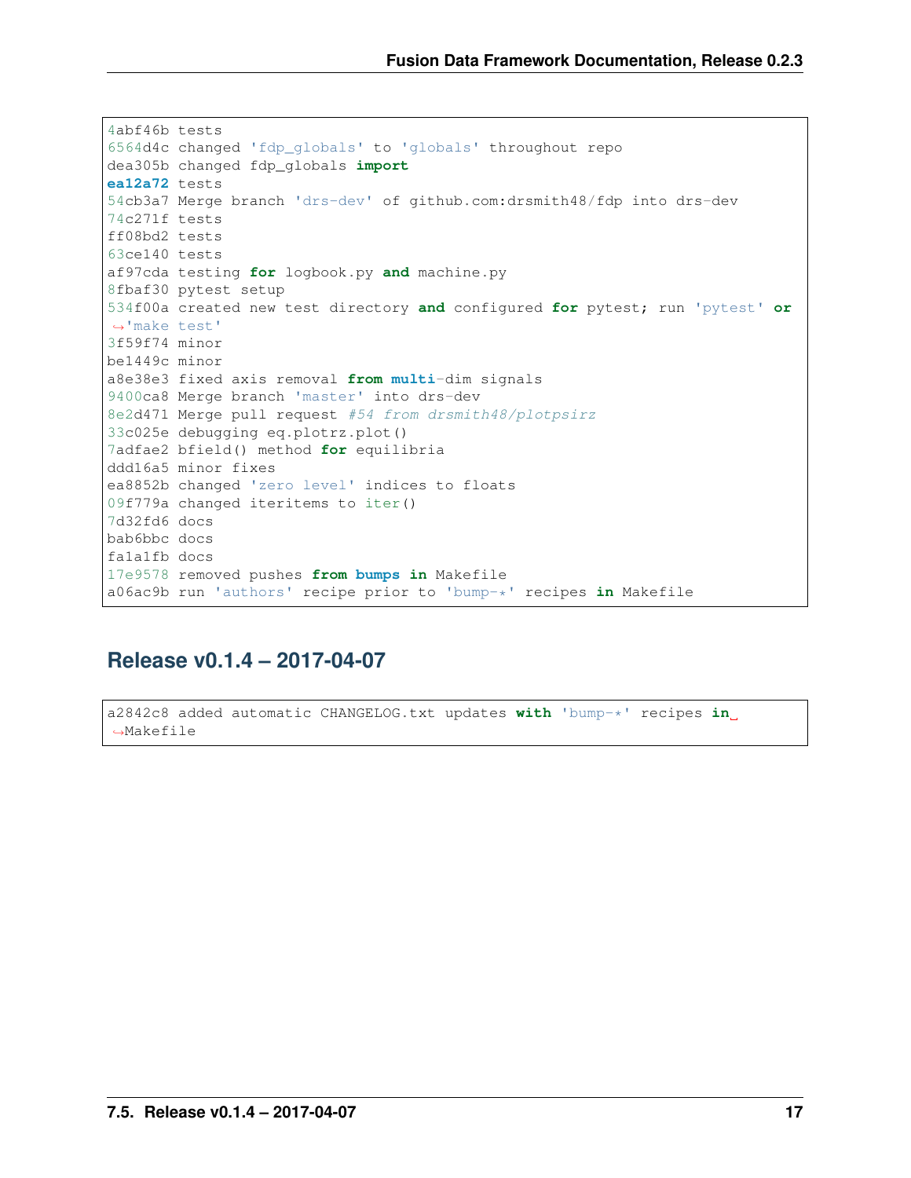```
4abf46b tests
6564d4c changed 'fdp_globals' to 'globals' throughout repo
dea305b changed fdp_globals import
ea12a72 tests
54cb3a7 Merge branch 'drs-dev' of github.com:drsmith48/fdp into drs-dev
74c271f tests
ff08bd2 tests
63ce140 tests
af97cda testing for logbook.py and machine.py
8fbaf30 pytest setup
534f00a created new test directory and configured for pytest; run 'pytest' or
↪'make test'
3f59f74 minor
be1449c minor
a8e38e3 fixed axis removal from multi-dim signals
9400ca8 Merge branch 'master' into drs-dev
8e2d471 Merge pull request #54 from drsmith48/plotpsirz
33c025e debugging eq.plotrz.plot()
7adfae2 bfield() method for equilibria
ddd16a5 minor fixes
ea8852b changed 'zero level' indices to floats
09f779a changed iteritems to iter()
7d32fd6 docs
bab6bbc docs
fa1a1fb docs
17e9578 removed pushes from bumps in Makefile
a06ac9b run 'authors' recipe prior to 'bump-*' recipes in Makefile
```

## Release v0.1.4 – 2017-04-07

```
a2842c8 added automatic CHANGELOG.txt updates with 'bump-*' recipes in
↪Makefile
```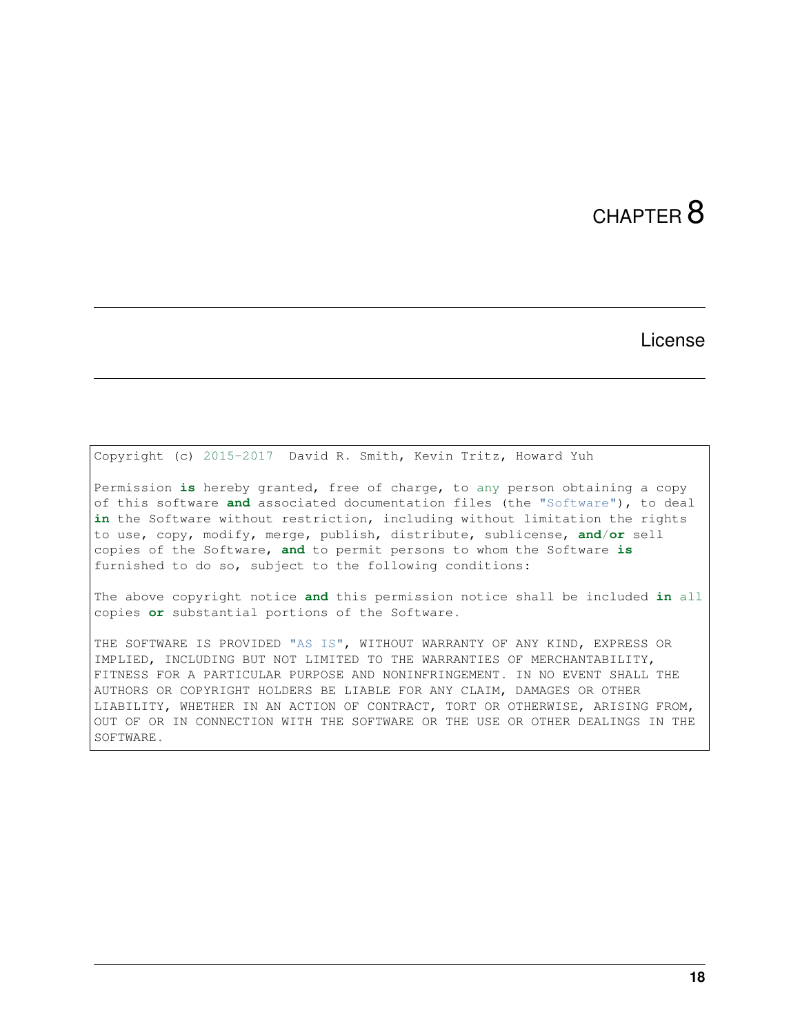# CHAPTER 8

## License

```
Copyright (c) 2015-2017  David R. Smith, Kevin Tritz, Howard Yuh

Permission is hereby granted, free of charge, to any person obtaining a copy
of this software and associated documentation files (the "Software"), to deal
in the Software without restriction, including without limitation the rights
to use, copy, modify, merge, publish, distribute, sublicense, and/or sell
copies of the Software, and to permit persons to whom the Software is
furnished to do so, subject to the following conditions:

The above copyright notice and this permission notice shall be included in all
copies or substantial portions of the Software.

THE SOFTWARE IS PROVIDED "AS IS", WITHOUT WARRANTY OF ANY KIND, EXPRESS OR
IMPLIED, INCLUDING BUT NOT LIMITED TO THE WARRANTIES OF MERCHANTABILITY,
FITNESS FOR A PARTICULAR PURPOSE AND NONINFRINGEMENT. IN NO EVENT SHALL THE
AUTHORS OR COPYRIGHT HOLDERS BE LIABLE FOR ANY CLAIM, DAMAGES OR OTHER
LIABILITY, WHETHER IN AN ACTION OF CONTRACT, TORT OR OTHERWISE, ARISING FROM,
OUT OF OR IN CONNECTION WITH THE SOFTWARE OR THE USE OR OTHER DEALINGS IN THE
SOFTWARE.
```